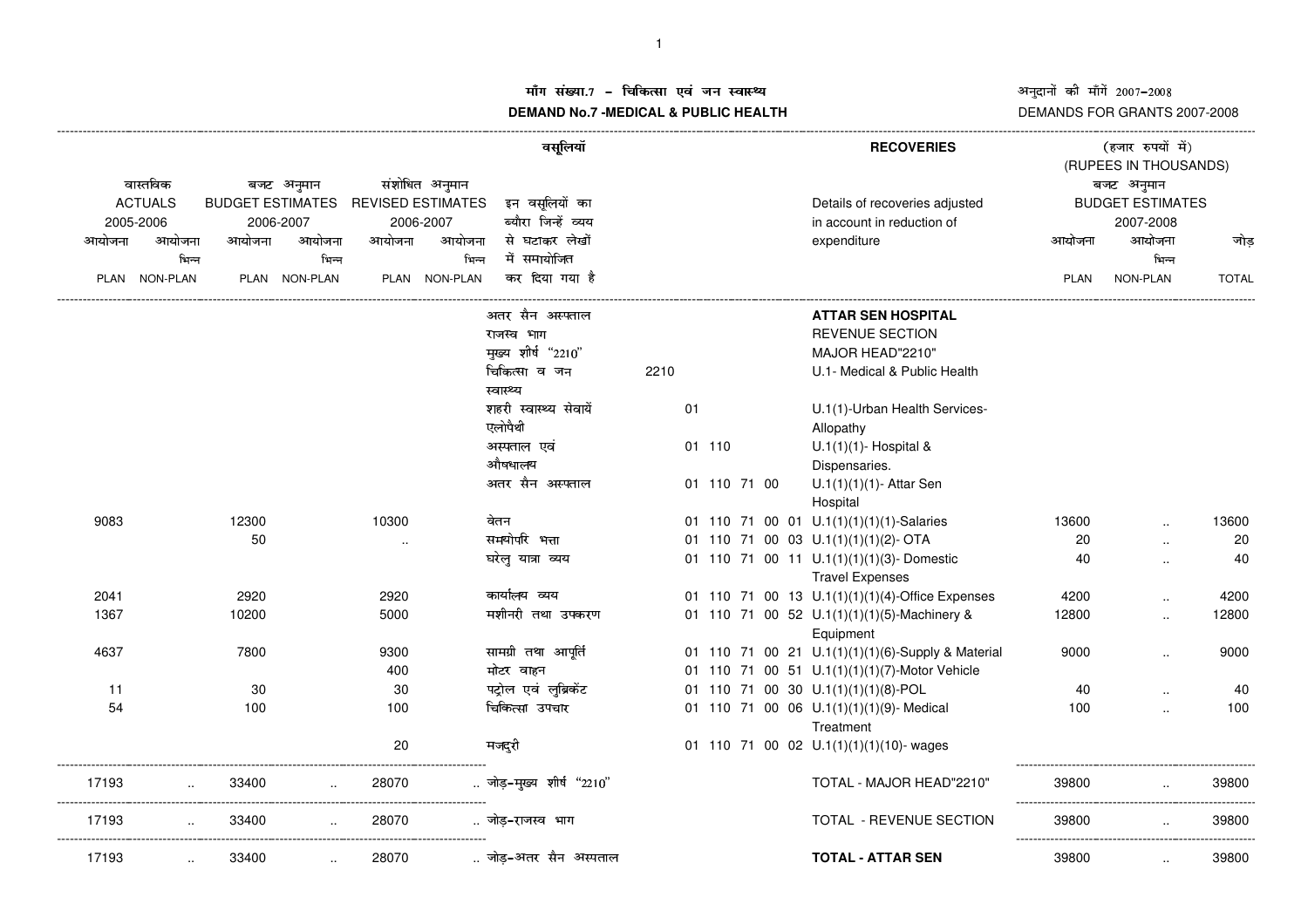**मॉंग संख्या.7 - चिकित्सा एवं जन स्वास्थ्य**

**DEMAND No.7 -MEDICAL & PUBLIC HEALTH**

अनुदानों की मॉंगें 2007-2008

DEMANDS FOR GRANTS 2007-2008

वसूलियां — RECOVERIES

(हजार रुपयों में) (RUPEES IN THOUSANDS)

| वास्तविक ACTUALS 2005-2006 | | बजट अनुमान BUDGET ESTIMATES 2006-2007 | | संशोधित अनुमान REVISED ESTIMATES 2006-2007 | | इन वसूलियों का ब्यौरा जिन्हें व्यय से घटाकर लेखों में समायोजित कर दिया गया है | | Details of recoveries adjusted in account in reduction of expenditure | बजट अनुमान BUDGET ESTIMATES 2007-2008 | | |
|---|---|---|---|---|---|---|---|---|---|---|---|
| आयोजना PLAN | आयोजना भिन्न NON-PLAN | आयोजना PLAN | आयोजना भिन्न NON-PLAN | आयोजना PLAN | आयोजना भिन्न NON-PLAN | | | | आयोजना PLAN | आयोजना भिन्न NON-PLAN | जोड़ TOTAL |
| | | | | | | अतर सैन अस्पताल | | **ATTAR SEN HOSPITAL** | | | |
| | | | | | | राजस्व भाग | | REVENUE SECTION | | | |
| | | | | | | मुख्य शीर्ष "2210" | | MAJOR HEAD"2210" | | | |
| | | | | | | चिकित्सा व जन स्वास्थ्य | 2210 | U.1- Medical & Public Health | | | |
| | | | | | | शहरी स्वास्थ्य सेवायें एलोपैथी | 01 | U.1(1)-Urban Health Services-Allopathy | | | |
| | | | | | | अस्पताल एवं औषधालय | 01 110 | U.1(1)(1)- Hospital & Dispensaries. | | | |
| | | | | | | अतर सैन अस्पताल | 01 110 71 00 | U.1(1)(1)(1)- Attar Sen Hospital | | | |
| 9083 | | 12300 | | 10300 | | वेतन | 01 110 71 00 01 | U.1(1)(1)(1)(1)-Salaries | 13600 | .. | 13600 |
| | | 50 | | .. | | समयोपरि भत्ता | 01 110 71 00 03 | U.1(1)(1)(1)(2)- OTA | 20 | .. | 20 |
| | | | | | | घरेलु यात्रा व्यय | 01 110 71 00 11 | U.1(1)(1)(1)(3)- Domestic Travel Expenses | 40 | .. | 40 |
| 2041 | | 2920 | | 2920 | | कार्यालय व्यय | 01 110 71 00 13 | U.1(1)(1)(1)(4)-Office Expenses | 4200 | .. | 4200 |
| 1367 | | 10200 | | 5000 | | मशीनरी तथा उपकरण | 01 110 71 00 52 | U.1(1)(1)(1)(5)-Machinery & Equipment | 12800 | .. | 12800 |
| 4637 | | 7800 | | 9300 | | सामग्री तथा आपूर्ति | 01 110 71 00 21 | U.1(1)(1)(1)(6)-Supply & Material | 9000 | .. | 9000 |
| | | | | 400 | | मोटर वाहन | 01 110 71 00 51 | U.1(1)(1)(1)(7)-Motor Vehicle | | | |
| 11 | | 30 | | 30 | | पट्रोल एवं लुब्रिकेंट | 01 110 71 00 30 | U.1(1)(1)(1)(8)-POL | 40 | .. | 40 |
| 54 | | 100 | | 100 | | चिकित्सा उपचार | 01 110 71 00 06 | U.1(1)(1)(1)(9)- Medical Treatment | 100 | .. | 100 |
| | | | | 20 | | मजदुरी | 01 110 71 00 02 | U.1(1)(1)(1)(10)- wages | | | |
| 17193 | .. | 33400 | .. | 28070 | .. | जोड़-मुख्य शीर्ष "2210" | | TOTAL - MAJOR HEAD"2210" | 39800 | .. | 39800 |
| 17193 | .. | 33400 | .. | 28070 | .. | जोड़-राजस्व भाग | | TOTAL - REVENUE SECTION | 39800 | .. | 39800 |
| 17193 | .. | 33400 | .. | 28070 | .. | जोड़-अतर सैन अस्पताल | | **TOTAL - ATTAR SEN** | 39800 | .. | 39800 |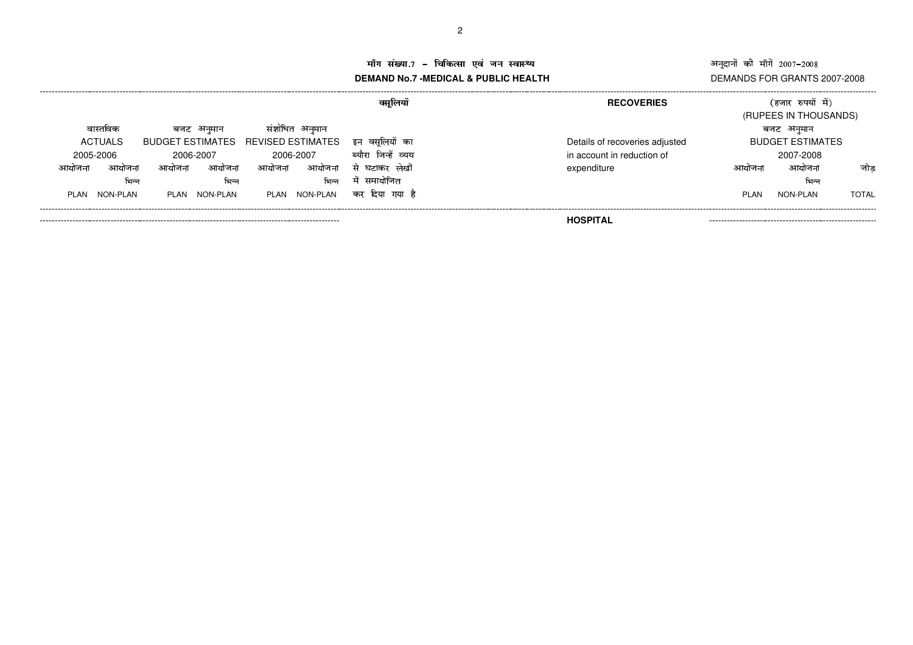## माँग संख्या.7 – चिकित्सा एवं जन स्वास्थ्य
## DEMAND No.7 -MEDICAL & PUBLIC HEALTH

अनुदानों की माँगें 2007-2008
DEMANDS FOR GRANTS 2007-2008

वसूलियां **RECOVERIES**

(हजार रुपयों में)
(RUPEES IN THOUSANDS)

| वास्तविक ACTUALS 2005-2006 | | बजट अनुमान BUDGET ESTIMATES 2006-2007 | | संशोधित अनुमान REVISED ESTIMATES 2006-2007 | | इन वसूलियों का ब्यौरा जिन्हें व्यय से घटाकर लेखों में समायोजित कर दिया गया है | Details of recoveries adjusted in account in reduction of expenditure | बजट अनुमान BUDGET ESTIMATES 2007-2008 | | |
|---|---|---|---|---|---|---|---|---|---|---|
| आयोजना PLAN | आयोजना भिन्न NON-PLAN | आयोजना PLAN | आयोजना भिन्न NON-PLAN | आयोजना PLAN | आयोजना भिन्न NON-PLAN | | | आयोजना PLAN | आयोजना भिन्न NON-PLAN | जोड़ TOTAL |
| | | | | | | | **HOSPITAL** | | | |